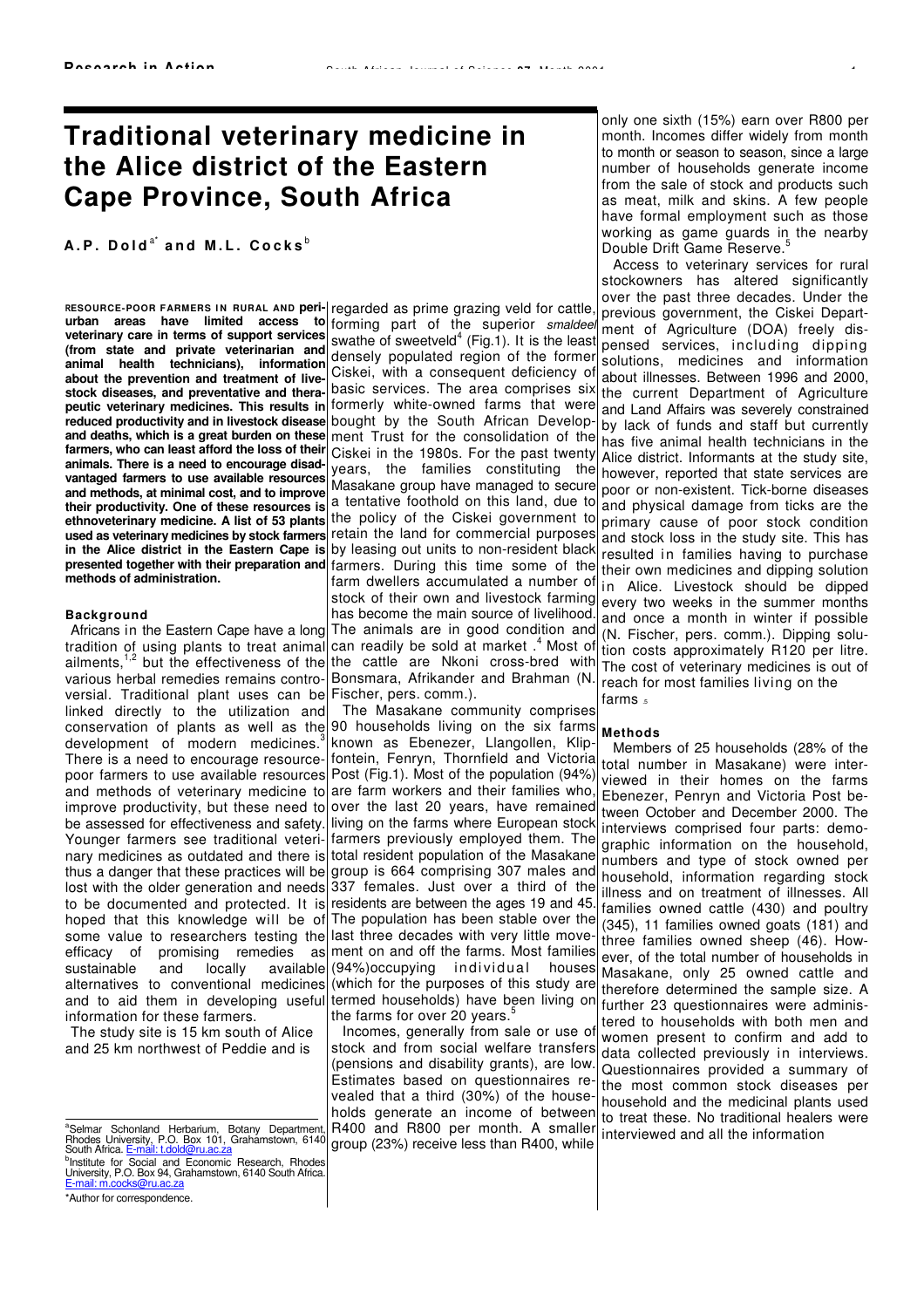# Traditional veterinary medicine in the Alice district of the Eastern Cape Province, South Africa

**A.P. Dold[a*] and M.L. Cocks[b]**

**RESOURCE-POOR FARMERS IN RURAL AND peri-urban areas have limited access to veterinary care in terms of support services (from state and private veterinarian and animal health technicians), information about the prevention and treatment of livestock diseases, and preventative and therapeutic veterinary medicines. This results in reduced productivity and in livestock disease and deaths, which is a great burden on these farmers, who can least afford the loss of their animals. There is a need to encourage disadvantaged farmers to use available resources and methods, at minimal cost, and to improve their productivity. One of these resources is ethnoveterinary medicine. A list of 53 plants used as veterinary medicines by stock farmers in the Alice district in the Eastern Cape is presented together with their preparation and methods of administration.**

### Background

Africans in the Eastern Cape have a long tradition of using plants to treat animal ailments,[1,2] but the effectiveness of the various herbal remedies remains controversial. Traditional plant uses can be linked directly to the utilization and conservation of plants as well as the development of modern medicines.[3] There is a need to encourage resource-poor farmers to use available resources and methods of veterinary medicine to improve productivity, but these need to be assessed for effectiveness and safety. Younger farmers see traditional veterinary medicines as outdated and there is thus a danger that these practices will be lost with the older generation and needs to be documented and protected. It is hoped that this knowledge will be of some value to researchers testing the efficacy of promising remedies as sustainable and locally available alternatives to conventional medicines and to aid them in developing useful information for these farmers.

The study site is 15 km south of Alice and 25 km northwest of Peddie and is regarded as prime grazing veld for cattle, forming part of the superior *smaldeel* swathe of sweetveld[4] (Fig.1). It is the least densely populated region of the former Ciskei, with a consequent deficiency of basic services. The area comprises six formerly white-owned farms that were bought by the South African Development Trust for the consolidation of the Ciskei in the 1980s. For the past twenty years, the families constituting the Masakane group have managed to secure a tentative foothold on this land, due to the policy of the Ciskei government to retain the land for commercial purposes by leasing out units to non-resident black farmers. During this time some of the farm dwellers accumulated a number of stock of their own and livestock farming has become the main source of livelihood. The animals are in good condition and can readily be sold at market.[4] Most of the cattle are Nkoni cross-bred with Bonsmara, Afrikander and Brahman (N. Fischer, pers. comm.).

The Masakane community comprises 90 households living on the six farms known as Ebenezer, Llangollen, Klipfontein, Fenryn, Thornfield and Victoria Post (Fig.1). Most of the population (94%) are farm workers and their families who, over the last 20 years, have remained living on the farms where European stock farmers previously employed them. The total resident population of the Masakane group is 664 comprising 307 males and 337 females. Just over a third of the residents are between the ages 19 and 45. The population has been stable over the last three decades with very little movement on and off the farms. Most families (94%) occupying individual houses (which for the purposes of this study are termed households) have been living on the farms for over 20 years.[5]

Incomes, generally from sale or use of stock and from social welfare transfers (pensions and disability grants), are low. Estimates based on questionnaires revealed that a third (30%) of the households generate an income of between R400 and R800 per month. A smaller group (23%) receive less than R400, while only one sixth (15%) earn over R800 per month. Incomes differ widely from month to month or season to season, since a large number of households generate income from the sale of stock and products such as meat, milk and skins. A few people have formal employment such as those working as game guards in the nearby Double Drift Game Reserve.[5]

Access to veterinary services for rural stockowners has altered significantly over the past three decades. Under the previous government, the Ciskei Department of Agriculture (DOA) freely dispensed services, including dipping solutions, medicines and information about illnesses. Between 1996 and 2000, the current Department of Agriculture and Land Affairs was severely constrained by lack of funds and staff but currently has five animal health technicians in the Alice district. Informants at the study site, however, reported that state services are poor or non-existent. Tick-borne diseases and physical damage from ticks are the primary cause of poor stock condition and stock loss in the study site. This has resulted in families having to purchase their own medicines and dipping solution in Alice. Livestock should be dipped every two weeks in the summer months and once a month in winter if possible (N. Fischer, pers. comm.). Dipping solution costs approximately R120 per litre. The cost of veterinary medicines is out of reach for most families living on the farms.[5]

### Methods

Members of 25 households (28% of the total number in Masakane) were interviewed in their homes on the farms Ebenezer, Penryn and Victoria Post between October and December 2000. The interviews comprised four parts: demographic information on the household, numbers and type of stock owned per household, information regarding stock illness and on treatment of illnesses. All families owned cattle (430) and poultry (345), 11 families owned goats (181) and three families owned sheep (46). However, of the total number of households in Masakane, only 25 owned cattle and therefore determined the sample size. A further 23 questionnaires were administered to households with both men and women present to confirm and add to data collected previously in interviews. Questionnaires provided a summary of the most common stock diseases per household and the medicinal plants used to treat these. No traditional healers were interviewed and all the information

---

[a]Selmar Schonland Herbarium, Botany Department, Rhodes University, P.O. Box 101, Grahamstown, 6140 South Africa. E-mail: t.dold@ru.ac.za

[b]Institute for Social and Economic Research, Rhodes University, P.O. Box 94, Grahamstown, 6140 South Africa. E-mail: m.cocks@ru.ac.za

*Author for correspondence.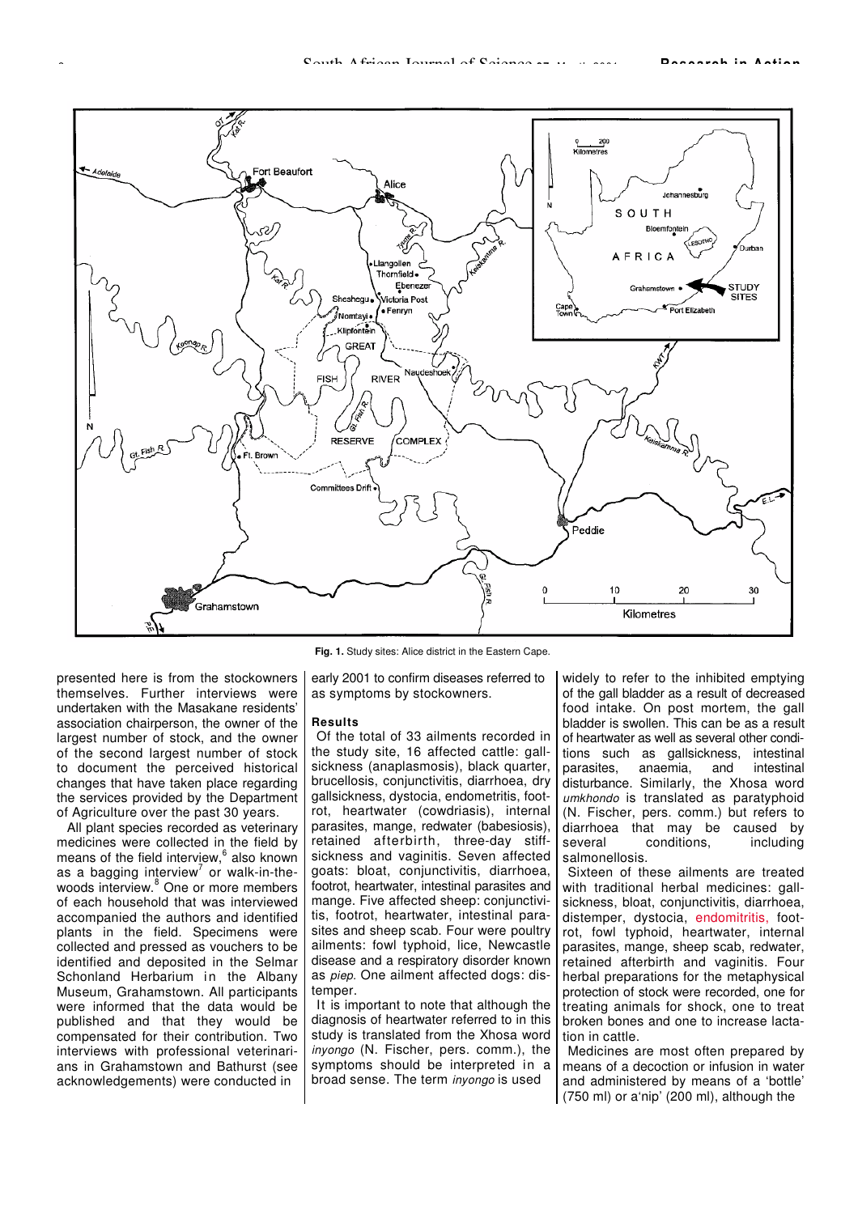Fig. 1. Study sites: Alice district in the Eastern Cape.

presented here is from the stockowners themselves. Further interviews were undertaken with the Masakane residents' association chairperson, the owner of the largest number of stock, and the owner of the second largest number of stock to document the perceived historical changes that have taken place regarding the services provided by the Department of Agriculture over the past 30 years.

All plant species recorded as veterinary medicines were collected in the field by means of the field interview,[6] also known as a bagging interview[7] or walk-in-the-woods interview.[8] One or more members of each household that was interviewed accompanied the authors and identified plants in the field. Specimens were collected and pressed as vouchers to be identified and deposited in the Selmar Schonland Herbarium in the Albany Museum, Grahamstown. All participants were informed that the data would be published and that they would be compensated for their contribution. Two interviews with professional veterinarians in Grahamstown and Bathurst (see acknowledgements) were conducted in early 2001 to confirm diseases referred to as symptoms by stockowners.

## Results

Of the total of 33 ailments recorded in the study site, 16 affected cattle: gallsickness (anaplasmosis), black quarter, brucellosis, conjunctivitis, diarrhoea, dry gallsickness, dystocia, endometritis, footrot, heartwater (cowdriasis), internal parasites, mange, redwater (babesiosis), retained afterbirth, three-day stiffsickness and vaginitis. Seven affected goats: bloat, conjunctivitis, diarrhoea, footrot, heartwater, intestinal parasites and mange. Five affected sheep: conjunctivitis, footrot, heartwater, intestinal parasites and sheep scab. Four were poultry ailments: fowl typhoid, lice, Newcastle disease and a respiratory disorder known as *piep*. One ailment affected dogs: distemper.

It is important to note that although the diagnosis of heartwater referred to in this study is translated from the Xhosa word *inyongo* (N. Fischer, pers. comm.), the symptoms should be interpreted in a broad sense. The term *inyongo* is used widely to refer to the inhibited emptying of the gall bladder as a result of decreased food intake. On post mortem, the gall bladder is swollen. This can be as a result of heartwater as well as several other conditions such as gallsickness, intestinal parasites, anaemia, and intestinal disturbance. Similarly, the Xhosa word *umkhondo* is translated as paratyphoid (N. Fischer, pers. comm.) but refers to diarrhoea that may be caused by several conditions, including salmonellosis.

Sixteen of these ailments are treated with traditional herbal medicines: gallsickness, bloat, conjunctivitis, diarrhoea, distemper, dystocia, endomitritis, footrot, fowl typhoid, heartwater, internal parasites, mange, sheep scab, redwater, retained afterbirth and vaginitis. Four herbal preparations for the metaphysical protection of stock were recorded, one for treating animals for shock, one to treat broken bones and one to increase lactation in cattle.

Medicines are most often prepared by means of a decoction or infusion in water and administered by means of a 'bottle' (750 ml) or a'nip' (200 ml), although the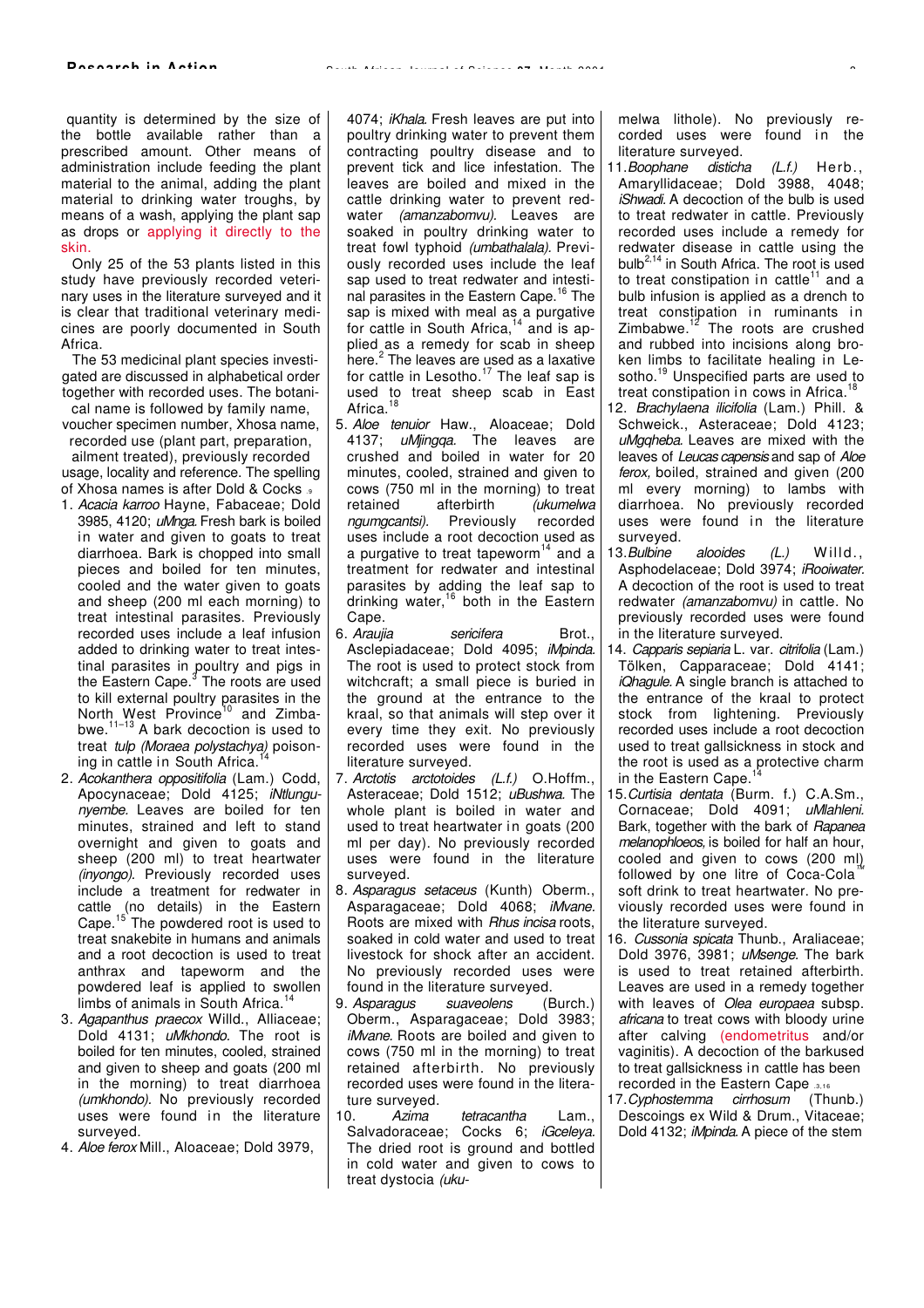quantity is determined by the size of the bottle available rather than a prescribed amount. Other means of administration include feeding the plant material to the animal, adding the plant material to drinking water troughs, by means of a wash, applying the plant sap as drops or applying it directly to the skin.

Only 25 of the 53 plants listed in this study have previously recorded veterinary uses in the literature surveyed and it is clear that traditional veterinary medicines are poorly documented in South Africa.

The 53 medicinal plant species investigated are discussed in alphabetical order together with recorded uses. The botanical name is followed by family name, voucher specimen number, Xhosa name, recorded use (plant part, preparation, ailment treated), previously recorded usage, locality and reference. The spelling of Xhosa names is after Dold & Cocks.[9]

1. *Acacia karroo* Hayne, Fabaceae; Dold 3985, 4120; *uMnga.* Fresh bark is boiled in water and given to goats to treat diarrhoea. Bark is chopped into small pieces and boiled for ten minutes, cooled and the water given to goats and sheep (200 ml each morning) to treat intestinal parasites. Previously recorded uses include a leaf infusion added to drinking water to treat intestinal parasites in poultry and pigs in the Eastern Cape.[3] The roots are used to kill external poultry parasites in the North West Province[10] and Zimbabwe.[11–13] A bark decoction is used to treat *tulp (Moraea polystachya)* poisoning in cattle in South Africa.[14]
2. *Acokanthera oppositifolia* (Lam.) Codd, Apocynaceae; Dold 4125; *iNtlungunyembe.* Leaves are boiled for ten minutes, strained and left to stand overnight and given to goats and sheep (200 ml) to treat heartwater *(inyongo).* Previously recorded uses include a treatment for redwater in cattle (no details) in the Eastern Cape.[15] The powdered root is used to treat snakebite in humans and animals and a root decoction is used to treat anthrax and tapeworm and the powdered leaf is applied to swollen limbs of animals in South Africa.[14]
3. *Agapanthus praecox* Willd., Alliaceae; Dold 4131; *uMkhondo.* The root is boiled for ten minutes, cooled, strained and given to sheep and goats (200 ml in the morning) to treat diarrhoea *(umkhondo).* No previously recorded uses were found in the literature surveyed.
4. *Aloe ferox* Mill., Aloaceae; Dold 3979, 4074; *iKhala.* Fresh leaves are put into poultry drinking water to prevent them contracting poultry disease and to prevent tick and lice infestation. The leaves are boiled and mixed in the cattle drinking water to prevent redwater *(amanzabomvu).* Leaves are soaked in poultry drinking water to treat fowl typhoid *(umbathalala).* Previously recorded uses include the leaf sap used to treat redwater and intestinal parasites in the Eastern Cape.[16] The sap is mixed with meal as a purgative for cattle in South Africa,[14] and is applied as a remedy for scab in sheep here.[2] The leaves are used as a laxative for cattle in Lesotho.[17] The leaf sap is used to treat sheep scab in East Africa.[18]
5. *Aloe tenuior* Haw., Aloaceae; Dold 4137; *uMjingqa.* The leaves are crushed and boiled in water for 20 minutes, cooled, strained and given to cows (750 ml in the morning) to treat retained afterbirth *(ukumelwa ngumgcantsi).* Previously recorded uses include a root decoction used as a purgative to treat tapeworm[14] and a treatment for redwater and intestinal parasites by adding the leaf sap to drinking water,[16] both in the Eastern Cape.
6. *Araujia sericifera* Brot., Asclepiadaceae; Dold 4095; *iMpinda.* The root is used to protect stock from witchcraft; a small piece is buried in the ground at the entrance to the kraal, so that animals will step over it every time they exit. No previously recorded uses were found in the literature surveyed.
7. *Arctotis arctotoides (L.f.)* O.Hoffm., Asteraceae; Dold 1512; *uBushwa.* The whole plant is boiled in water and used to treat heartwater in goats (200 ml per day). No previously recorded uses were found in the literature surveyed.
8. *Asparagus setaceus* (Kunth) Oberm., Asparagaceae; Dold 4068; *iMvane.* Roots are mixed with *Rhus incisa* roots, soaked in cold water and used to treat livestock for shock after an accident. No previously recorded uses were found in the literature surveyed.
9. *Asparagus suaveolens* (Burch.) Oberm., Asparagaceae; Dold 3983; *iMvane.* Roots are boiled and given to cows (750 ml in the morning) to treat retained afterbirth. No previously recorded uses were found in the literature surveyed.
10. *Azima tetracantha* Lam., Salvadoraceae; Cocks 6; *iGceleya.* The dried root is ground and bottled in cold water and given to cows to treat dystocia *(ukumelwa lithole).* No previously recorded uses were found in the literature surveyed.
11. *Boophane disticha (L.f.)* Herb., Amaryllidaceae; Dold 3988, 4048; *iShwadi.* A decoction of the bulb is used to treat redwater in cattle. Previously recorded uses include a remedy for redwater disease in cattle using the bulb[2,14] in South Africa. The root is used to treat constipation in cattle[11] and a bulb infusion is applied as a drench to treat constipation in ruminants in Zimbabwe.[12] The roots are crushed and rubbed into incisions along broken limbs to facilitate healing in Lesotho.[19] Unspecified parts are used to treat constipation in cows in Africa.[18]
12. *Brachylaena ilicifolia* (Lam.) Phill. & Schweick., Asteraceae; Dold 4123; *uMgqheba.* Leaves are mixed with the leaves of *Leucas capensis* and sap of *Aloe ferox,* boiled, strained and given (200 ml every morning) to lambs with diarrhoea. No previously recorded uses were found in the literature surveyed.
13. *Bulbine alooides (L.)* Willd., Asphodelaceae; Dold 3974; *iRooiwater.* A decoction of the root is used to treat redwater *(amanzabomvu)* in cattle. No previously recorded uses were found in the literature surveyed.
14. *Capparis sepiaria* L. var. *citrifolia* (Lam.) Tölken, Capparaceae; Dold 4141; *iQhagule.* A single branch is attached to the entrance of the kraal to protect stock from lightening. Previously recorded uses include a root decoction used to treat gallsickness in stock and the root is used as a protective charm in the Eastern Cape.[14]
15. *Curtisia dentata* (Burm. f.) C.A.Sm., Cornaceae; Dold 4091; *uMlahleni.* Bark, together with the bark of *Rapanea melanophloeos,* is boiled for half an hour, cooled and given to cows (200 ml) followed by one litre of Coca-Cola™ soft drink to treat heartwater. No previously recorded uses were found in the literature surveyed.
16. *Cussonia spicata* Thunb., Araliaceae; Dold 3976, 3981; *uMsenge.* The bark is used to treat retained afterbirth. Leaves are used in a remedy together with leaves of *Olea europaea* subsp. *africana* to treat cows with bloody urine after calving (endometritus and/or vaginitis). A decoction of the barkused to treat gallsickness in cattle has been recorded in the Eastern Cape.[3,16]
17. *Cyphostemma cirrhosum* (Thunb.) Descoings ex Wild & Drum., Vitaceae; Dold 4132; *iMpinda.* A piece of the stem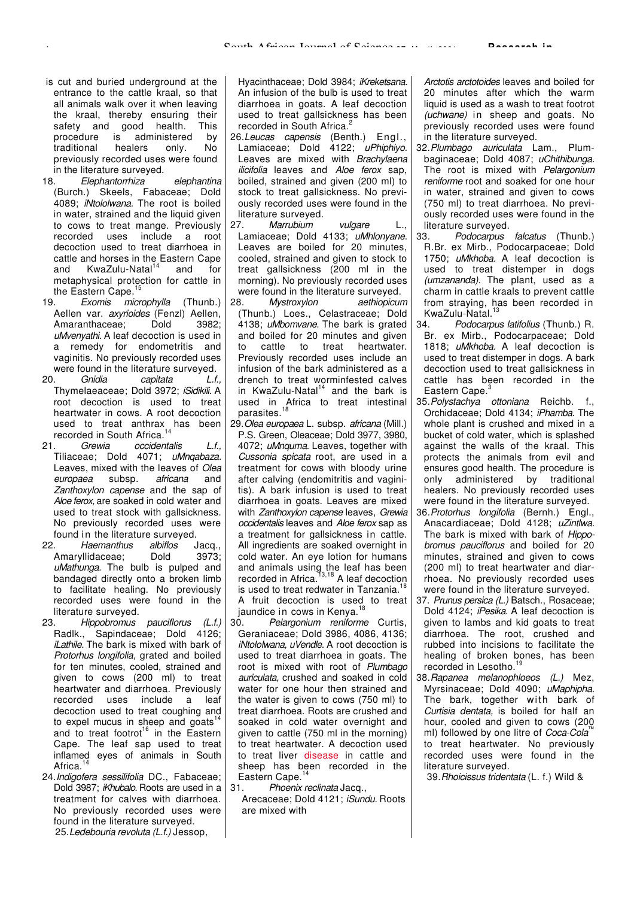is cut and buried underground at the entrance to the cattle kraal, so that all animals walk over it when leaving the kraal, thereby ensuring their safety and good health. This procedure is administered by traditional healers only. No previously recorded uses were found in the literature surveyed.

18. *Elephantorrhiza elephantina* (Burch.) Skeels, Fabaceae; Dold 4089; *iNtololwana.* The root is boiled in water, strained and the liquid given to cows to treat mange. Previously recorded uses include a root decoction used to treat diarrhoea in cattle and horses in the Eastern Cape and KwaZulu-Natal[14] and for metaphysical protection for cattle in the Eastern Cape.[15]

19. *Exomis microphylla* (Thunb.) Aellen var. *axyrioides* (Fenzl) Aellen, Amaranthaceae; Dold 3982; *uMvenyathi.* A leaf decoction is used in a remedy for endometritis and vaginitis. No previously recorded uses were found in the literature surveyed.

20. *Gnidia capitata* L.f., Thymelaeaceae; Dold 3972; *iSidikili.* A root decoction is used to treat heartwater in cows. A root decoction used to treat anthrax has been recorded in South Africa.[14]

21. *Grewia occidentalis* L.f., Tiliaceae; Dold 4071; *uMnqabaza.* Leaves, mixed with the leaves of *Olea europaea* subsp. *africana* and *Zanthoxylon capense* and the sap of *Aloe ferox,* are soaked in cold water and used to treat stock with gallsickness. No previously recorded uses were found in the literature surveyed.

22. *Haemanthus albiflos* Jacq., Amaryllidaceae; Dold 3973; *uMathunga.* The bulb is pulped and bandaged directly onto a broken limb to facilitate healing. No previously recorded uses were found in the literature surveyed.

23. *Hippobromus pauciflorus (L.f.)* Radlk., Sapindaceae; Dold 4126; *iLathile.* The bark is mixed with bark of *Protorhus longifolia,* grated and boiled for ten minutes, cooled, strained and given to cows (200 ml) to treat heartwater and diarrhoea. Previously recorded uses include a leaf decoction used to treat coughing and to expel mucus in sheep and goats[14] and to treat footrot[16] in the Eastern Cape. The leaf sap used to treat inflamed eyes of animals in South Africa.[14]

24. *Indigofera sessilifolia* DC., Fabaceae; Dold 3987; *iKhubalo.* Roots are used in a treatment for calves with diarrhoea. No previously recorded uses were found in the literature surveyed.

25. *Ledebouria revoluta (L.f.)* Jessop, Hyacinthaceae; Dold 3984; *iKreketsana.* An infusion of the bulb is used to treat diarrhoea in goats. A leaf decoction used to treat gallsickness has been recorded in South Africa.[2]

26. *Leucas capensis* (Benth.) Engl., Lamiaceae; Dold 4122; *uPhiphiyo.* Leaves are mixed with *Brachylaena ilicifolia* leaves and *Aloe ferox* sap, boiled, strained and given (200 ml) to stock to treat gallsickness. No previously recorded uses were found in the literature surveyed.

27. *Marrubium vulgare* L., Lamiaceae; Dold 4133; *uMhlonyane.* Leaves are boiled for 20 minutes, cooled, strained and given to stock to treat gallsickness (200 ml in the morning). No previously recorded uses were found in the literature surveyed.

28. *Mystroxylon aethiopicum* (Thunb.) Loes., Celastraceae; Dold 4138; *uMbomvane.* The bark is grated and boiled for 20 minutes and given to cattle to treat heartwater. Previously recorded uses include an infusion of the bark administered as a drench to treat worminfested calves in KwaZulu-Natal[14] and the bark is used in Africa to treat intestinal parasites.[18]

29. *Olea europaea* L. subsp. *africana* (Mill.) P.S. Green, Oleaceae; Dold 3977, 3980, 4072; *uMnquma.* Leaves, together with *Cussonia spicata* root, are used in a treatment for cows with bloody urine after calving (endomitritis and vaginitis). A bark infusion is used to treat diarrhoea in goats. Leaves are mixed with *Zanthoxylon capense* leaves, *Grewia occidentalis* leaves and *Aloe ferox* sap as a treatment for gallsickness in cattle. All ingredients are soaked overnight in cold water. An eye lotion for humans and animals using the leaf has been recorded in Africa.[13,18] A leaf decoction is used to treat redwater in Tanzania.[18] A fruit decoction is used to treat jaundice in cows in Kenya.[18]

30. *Pelargonium reniforme* Curtis, Geraniaceae; Dold 3986, 4086, 4136; *iNtololwana, uVendle.* A root decoction is used to treat diarrhoea in goats. The root is mixed with root of *Plumbago auriculata,* crushed and soaked in cold water for one hour then strained and the water is given to cows (750 ml) to treat diarrhoea. Roots are crushed and soaked in cold water overnight and given to cattle (750 ml in the morning) to treat heartwater. A decoction used to treat liver disease in cattle and sheep has been recorded in the Eastern Cape.[14]

31. *Phoenix reclinata* Jacq., Arecaceae; Dold 4121; *iSundu.* Roots are mixed with *Arctotis arctotoides* leaves and boiled for 20 minutes after which the warm liquid is used as a wash to treat footrot *(uchwane)* in sheep and goats. No previously recorded uses were found in the literature surveyed.

32. *Plumbago auriculata* Lam., Plumbaginaceae; Dold 4087; *uChithibunga.* The root is mixed with *Pelargonium reniforme* root and soaked for one hour in water, strained and given to cows (750 ml) to treat diarrhoea. No previously recorded uses were found in the literature surveyed.

33. *Podocarpus falcatus* (Thunb.) R.Br. ex Mirb., Podocarpaceae; Dold 1750; *uMkhoba.* A leaf decoction is used to treat distemper in dogs *(umzananda).* The plant, used as a charm in cattle kraals to prevent cattle from straying, has been recorded in KwaZulu-Natal.[13]

34. *Podocarpus latifolius* (Thunb.) R. Br. ex Mirb., Podocarpaceae; Dold 1818; *uMkhoba.* A leaf decoction is used to treat distemper in dogs. A bark decoction used to treat gallsickness in cattle has been recorded in the Eastern Cape.[3]

35. *Polystachya ottoniana* Reichb. f., Orchidaceae; Dold 4134; *iPhamba.* The whole plant is crushed and mixed in a bucket of cold water, which is splashed against the walls of the kraal. This protects the animals from evil and ensures good health. The procedure is only administered by traditional healers. No previously recorded uses were found in the literature surveyed.

36. *Protorhus longifolia* (Bernh.) Engl., Anacardiaceae; Dold 4128; *uZintlwa.* The bark is mixed with bark of *Hippobromus pauciflorus* and boiled for 20 minutes, strained and given to cows (200 ml) to treat heartwater and diarrhoea. No previously recorded uses were found in the literature surveyed.

37. *Prunus persica (L.)* Batsch., Rosaceae; Dold 4124; *iPesika.* A leaf decoction is given to lambs and kid goats to treat diarrhoea. The root, crushed and rubbed into incisions to facilitate the healing of broken bones, has been recorded in Lesotho.[19]

38. *Rapanea melanophloeos (L.)* Mez, Myrsinaceae; Dold 4090; *uMaphipha.* The bark, together with bark of *Curtisia dentata,* is boiled for half an hour, cooled and given to cows (200 ml) followed by one litre of *Coca-Cola*™ to treat heartwater. No previously recorded uses were found in the literature surveyed.

39. *Rhoicissus tridentata* (L. f.) Wild &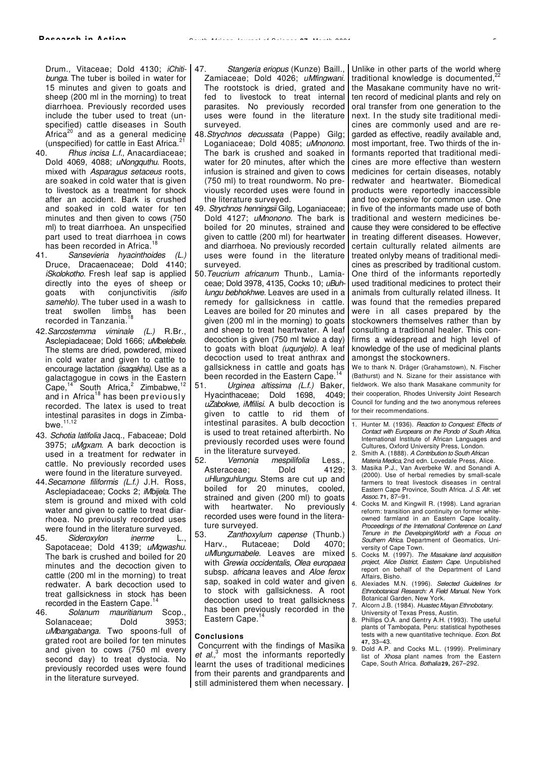Drum., Vitaceae; Dold 4130; *iChitibunga.* The tuber is boiled in water for 15 minutes and given to goats and sheep (200 ml in the morning) to treat diarrhoea. Previously recorded uses include the tuber used to treat (unspecified) cattle diseases in South Africa[20] and as a general medicine (unspecified) for cattle in East Africa.[21]

40. *Rhus incisa L.f.,* Anacardiaceae; Dold 4069, 4088; *uNongquthu.* Roots, mixed with *Asparagus setaceus* roots, are soaked in cold water that is given to livestock as a treatment for shock after an accident. Bark is crushed and soaked in cold water for ten minutes and then given to cows (750 ml) to treat diarrhoea. An unspecified part used to treat diarrhoea in cows has been recorded in Africa.[18]

41. *Sansevieria hyacinthoides (L.)* Druce, Dracaenaceae; Dold 4140; *iSkolokotho.* Fresh leaf sap is applied directly into the eyes of sheep or goats with conjunctivitis *(isifo samehlo).* The tuber used in a wash to treat swollen limbs has been recorded in Tanzania.[18]

42. *Sarcostemma viminale (L.)* R.Br., Asclepiadaceae; Dold 1666; *uMbelebele.* The stems are dried, powdered, mixed in cold water and given to cattle to encourage lactation *(isaqakha).* Use as a galactagogue in cows in the Eastern Cape,[14] South Africa,[2] Zimbabwe,[12] and in Africa[18] has been previously recorded. The latex is used to treat intestinal parasites in dogs in Zimbabwe.[11,12]

43. *Schotia latifolia* Jacq., Fabaceae; Dold 3975; *uMgxam.* A bark decoction is used in a treatment for redwater in cattle. No previously recorded uses were found in the literature surveyed.

44. *Secamone filiformis (L.f.)* J.H. Ross, Asclepiadaceae; Cocks 2; *iMbijela.* The stem is ground and mixed with cold water and given to cattle to treat diarrhoea. No previously recorded uses were found in the literature surveyed.

45. *Sideroxylon inerme* L., Sapotaceae; Dold 4139; *uMqwashu.* The bark is crushed and boiled for 20 minutes and the decoction given to cattle (200 ml in the morning) to treat redwater. A bark decoction used to treat gallsickness in stock has been recorded in the Eastern Cape.[14]

46. *Solanum mauritianum* Scop., Solanaceae; Dold 3953; *uMbangabanga.* Two spoons-full of grated root are boiled for ten minutes and given to cows (750 ml every second day) to treat dystocia. No previously recorded uses were found in the literature surveyed.

47. *Stangeria eriopus* (Kunze) Baill., Zamiaceae; Dold 4026; *uMfingwani.* The rootstock is dried, grated and fed to livestock to treat internal parasites. No previously recorded uses were found in the literature surveyed.

48. *Strychnos decussata* (Pappe) Gilg; Loganiaceae; Dold 4085; *uMnonono.* The bark is crushed and soaked in water for 20 minutes, after which the infusion is strained and given to cows (750 ml) to treat roundworm. No previously recorded uses were found in the literature surveyed.

49. *Strychnos henningsii* Gilg, Loganiaceae; Dold 4127; *uMnonono.* The bark is boiled for 20 minutes, strained and given to cattle (200 ml) for heartwater and diarrhoea. No previously recorded uses were found in the literature surveyed.

50. *Teucrium africanum* Thunb., Lamiaceae; Dold 3978, 4135, Cocks 10; *uBuhlungu bebhokhwe.* Leaves are used in a remedy for gallsickness in cattle. Leaves are boiled for 20 minutes and given (200 ml in the morning) to goats and sheep to treat heartwater. A leaf decoction is given (750 ml twice a day) to goats with bloat *(uqunjelo).* A leaf decoction used to treat anthrax and gallsickness in cattle and goats has been recorded in the Eastern Cape.[14]

51. *Urginea altissima (L.f.)* Baker, Hyacinthaceae; Dold 1698, 4049; *uZabokwe, iMfilisi.* A bulb decoction is given to cattle to rid them of intestinal parasites. A bulb decoction is used to treat retained afterbirth. No previously recorded uses were found in the literature surveyed.

52. *Vernonia mespilifolia* Less., Asteraceae; Dold 4129; *uHlunguhlungu.* Stems are cut up and boiled for 20 minutes, cooled, strained and given (200 ml) to goats with heartwater. No previously recorded uses were found in the literature surveyed.

53. *Zanthoxylum capense* (Thunb.) Harv., Rutaceae; Dold 4070; *uMlungumabele.* Leaves are mixed with *Grewia occidentalis, Olea europaea* subsp. *africana* leaves and *Aloe ferox* sap, soaked in cold water and given to stock with gallsickness. A root decoction used to treat gallsickness has been previously recorded in the Eastern Cape.[14]

## Conclusions

Concurrent with the findings of Masika *et al.,*[3] most the informants reportedly learnt the uses of traditional medicines from their parents and grandparents and still administered them when necessary. Unlike in other parts of the world where traditional knowledge is documented,[22] the Masakane community have no written record of medicinal plants and rely on oral transfer from one generation to the next. In the study site traditional medicines are commonly used and are regarded as effective, readily available and, most important, free. Two thirds of the informants reported that traditional medicines are more effective than western medicines for certain diseases, notably redwater and heartwater. Biomedical products were reportedly inaccessible and too expensive for common use. One in five of the informants made use of both traditional and western medicines because they were considered to be effective in treating different diseases. However, certain culturally related ailments are treated onlyby means of traditional medicines as prescribed by traditional custom. One third of the informants reportedly used traditional medicines to protect their animals from culturally related illness. It was found that the remedies prepared were in all cases prepared by the stockowners themselves rather than by consulting a traditional healer. This confirms a widespread and high level of knowledge of the use of medicinal plants amongst the stockowners.

We to thank N. Dräger (Grahamstown), N. Fischer (Bathurst) and N. Sizane for their assistance with fieldwork. We also thank Masakane community for their cooperation, Rhodes University Joint Research Council for funding and the two anonymous referees for their recommendations.

1. Hunter M. (1936). *Reaction to Conquest: Effects of Contact with Europeans on the Pondo of South Africa.* International Institute of African Languages and Cultures, Oxford University Press, London.
2. Smith A. (1888). *A Contribution to South African Materia Medica,* 2nd edn. Lovedale Press, Alice.
3. Masika P.J., Van Averbeke W. and Sonandi A. (2000). Use of herbal remedies by small-scale farmers to treat livestock diseases in central Eastern Cape Province, South Africa. *J. S. Afr. vet. Assoc.* **71,** 87–91.
4. Cocks M. and Kingwill R. (1998). Land agrarian reform: transition and continuity on former white-owned farmland in an Eastern Cape locality. *Proceedings of the International Conference on Land Tenure in the DevelopingWorld with a Focus on Southern Africa.* Department of Geomatics, University of Cape Town.
5. Cocks M. (1997). *The Masakane land acquisition project, Alice District, Eastern Cape.* Unpublished report on behalf of the Department of Land Affairs, Bisho.
6. Alexiades M.N. (1996). *Selected Guidelines for Ethnobotanical Research: A Field Manual.* New York Botanical Garden, New York.
7. Alcorn J.B. (1984). *Huastec Mayan Ethnobotany.* University of Texas Press, Austin.
8. Phillips O.A. and Gentry A.H. (1993). The useful plants of Tambopata, Peru: statistical hypotheses tests with a new quantitative technique. *Econ. Bot.* **47,** 33–43.
9. Dold A.P. and Cocks M.L. (1999). Preliminary list of *Xhosa* plant names from the Eastern Cape, South Africa. *Bothalia* **29,** 267–292.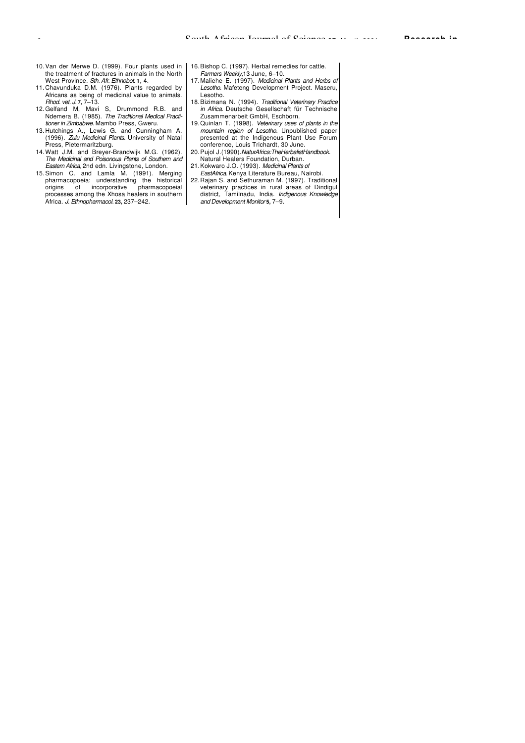10. Van der Merwe D. (1999). Four plants used in the treatment of fractures in animals in the North West Province. *Sth. Afr. Ethnobot.* **1,** 4.
11. Chavunduka D.M. (1976). Plants regarded by Africans as being of medicinal value to animals. *Rhod. vet. J.* **7,** 7–13.
12. Gelfand M, Mavi S, Drummond R.B. and Ndemera B. (1985). *The Traditional Medical Practitioner in Zimbabwe.* Mambo Press, Gweru.
13. Hutchings A., Lewis G. and Cunningham A. (1996). *Zulu Medicinal Plants.* University of Natal Press, Pietermaritzburg.
14. Watt J.M. and Breyer-Brandwijk M.G. (1962). *The Medicinal and Poisonous Plants of Southern and Eastern Africa,* 2nd edn. Livingstone, London.
15. Simon C. and Lamla M. (1991). Merging pharmacopoeia: understanding the historical origins of incorporative pharmacopoeial processes among the Xhosa healers in southern Africa. *J. Ethnopharmacol.* **23,** 237–242.
16. Bishop C. (1997). Herbal remedies for cattle. *Farmers Weekly,*13 June, 6–10.
17. Maliehe E. (1997). *Medicinal Plants and Herbs of Lesotho.* Mafeteng Development Project. Maseru, Lesotho.
18. Bizimana N. (1994). *Traditional Veterinary Practice in Africa.* Deutsche Gesellschaft für Technische Zusammenarbeit GmbH, Eschborn.
19. Quinlan T. (1998). *Veterinary uses of plants in the mountain region of Lesotho.* Unpublished paper presented at the Indigenous Plant Use Forum conference, Louis Trichardt, 30 June.
20. Pujol J.(1990).*NaturAfrica:TheHerbalistHandbook.* Natural Healers Foundation, Durban.
21. Kokwaro J.O. (1993). *Medicinal Plants of EastAfrica.* Kenya Literature Bureau, Nairobi.
22. Rajan S. and Sethuraman M. (1997). Traditional veterinary practices in rural areas of Dindigul district, Tamilnadu, India. *Indigenous Knowledge and Development Monitor* **5,** 7–9.